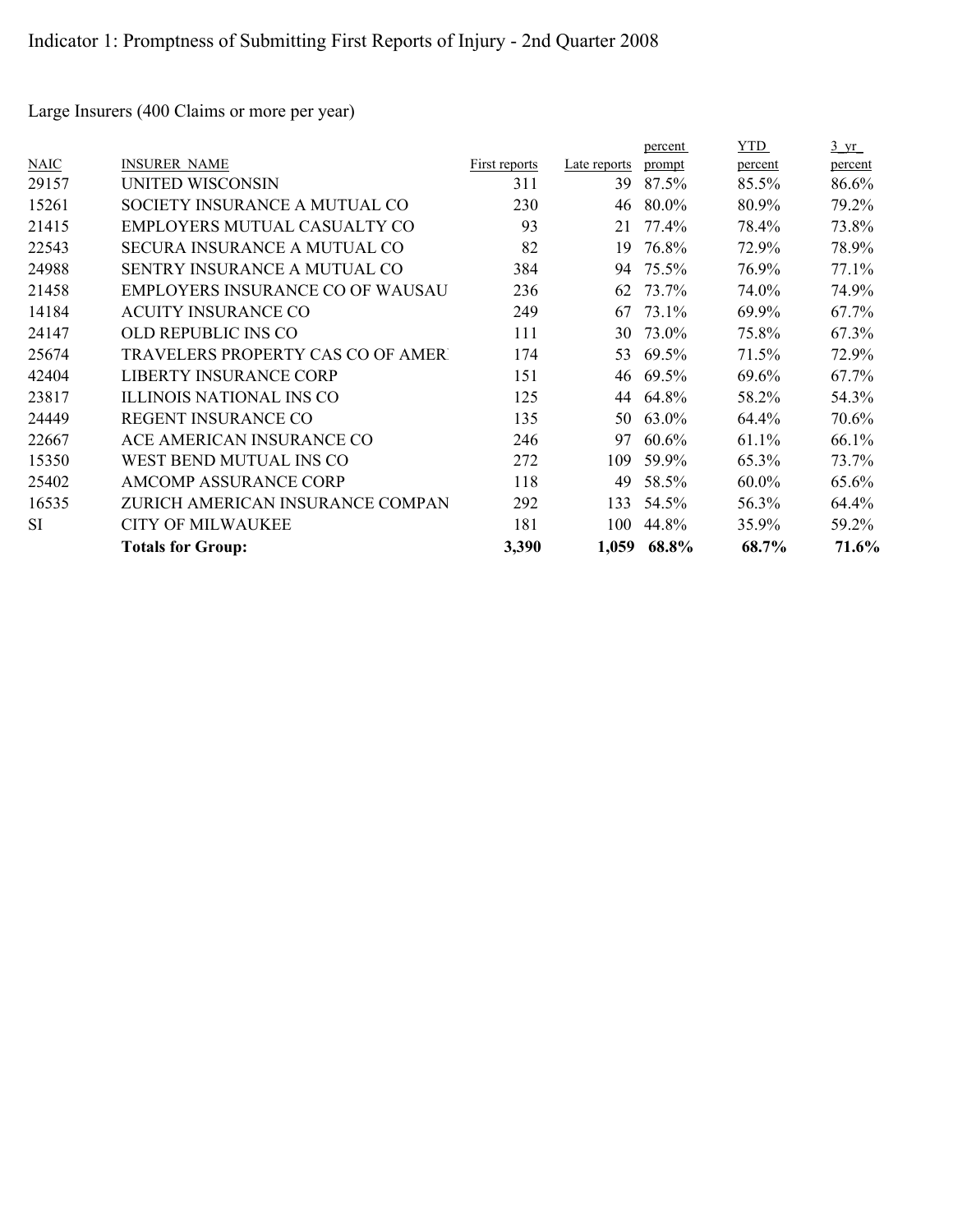# Indicator 1: Promptness of Submitting First Reports of Injury - 2nd Quarter 2008

Large Insurers (400 Claims or more per year)

| NAIC | INSURER_NAME | First reports | Late reports | percent prompt | YTD percent | 3_yr_ percent |
|---|---|---|---|---|---|---|
| 29157 | UNITED WISCONSIN | 311 | 39 | 87.5% | 85.5% | 86.6% |
| 15261 | SOCIETY INSURANCE A MUTUAL CO | 230 | 46 | 80.0% | 80.9% | 79.2% |
| 21415 | EMPLOYERS MUTUAL CASUALTY CO | 93 | 21 | 77.4% | 78.4% | 73.8% |
| 22543 | SECURA INSURANCE A MUTUAL CO | 82 | 19 | 76.8% | 72.9% | 78.9% |
| 24988 | SENTRY INSURANCE A MUTUAL CO | 384 | 94 | 75.5% | 76.9% | 77.1% |
| 21458 | EMPLOYERS INSURANCE CO OF WAUSAU | 236 | 62 | 73.7% | 74.0% | 74.9% |
| 14184 | ACUITY INSURANCE CO | 249 | 67 | 73.1% | 69.9% | 67.7% |
| 24147 | OLD REPUBLIC INS CO | 111 | 30 | 73.0% | 75.8% | 67.3% |
| 25674 | TRAVELERS PROPERTY CAS CO OF AMER | 174 | 53 | 69.5% | 71.5% | 72.9% |
| 42404 | LIBERTY INSURANCE CORP | 151 | 46 | 69.5% | 69.6% | 67.7% |
| 23817 | ILLINOIS NATIONAL INS CO | 125 | 44 | 64.8% | 58.2% | 54.3% |
| 24449 | REGENT INSURANCE CO | 135 | 50 | 63.0% | 64.4% | 70.6% |
| 22667 | ACE AMERICAN INSURANCE CO | 246 | 97 | 60.6% | 61.1% | 66.1% |
| 15350 | WEST BEND MUTUAL INS CO | 272 | 109 | 59.9% | 65.3% | 73.7% |
| 25402 | AMCOMP ASSURANCE CORP | 118 | 49 | 58.5% | 60.0% | 65.6% |
| 16535 | ZURICH AMERICAN INSURANCE COMPAN | 292 | 133 | 54.5% | 56.3% | 64.4% |
| SI | CITY OF MILWAUKEE | 181 | 100 | 44.8% | 35.9% | 59.2% |
| | **Totals for Group:** | **3,390** | **1,059** | **68.8%** | **68.7%** | **71.6%** |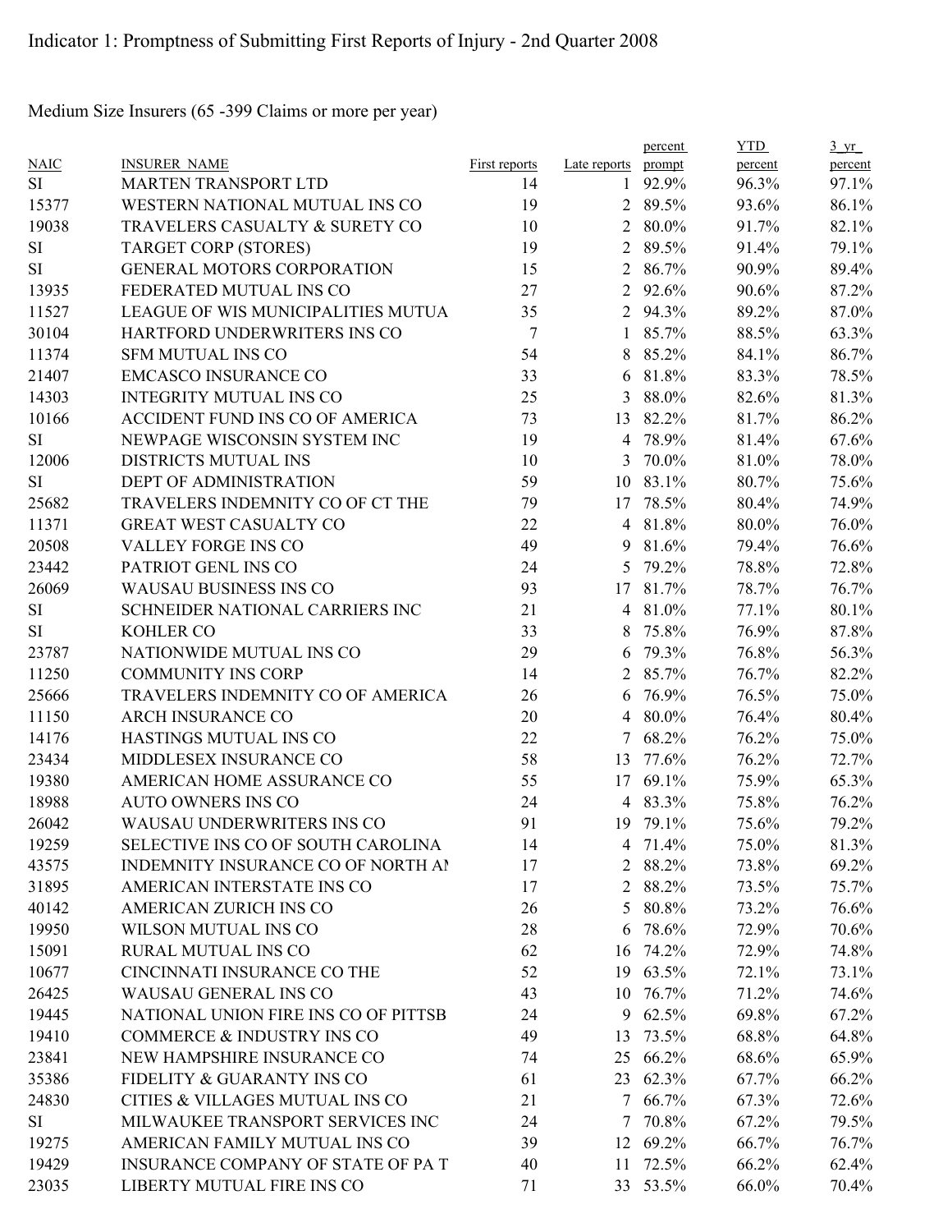Indicator 1: Promptness of Submitting First Reports of Injury - 2nd Quarter 2008

Medium Size Insurers (65 -399 Claims or more per year)

| NAIC | INSURER NAME | First reports | Late reports | percent prompt | YTD percent | 3 yr percent |
|---|---|---|---|---|---|---|
| SI | MARTEN TRANSPORT LTD | 14 | 1 | 92.9% | 96.3% | 97.1% |
| 15377 | WESTERN NATIONAL MUTUAL INS CO | 19 | 2 | 89.5% | 93.6% | 86.1% |
| 19038 | TRAVELERS CASUALTY & SURETY CO | 10 | 2 | 80.0% | 91.7% | 82.1% |
| SI | TARGET CORP (STORES) | 19 | 2 | 89.5% | 91.4% | 79.1% |
| SI | GENERAL MOTORS CORPORATION | 15 | 2 | 86.7% | 90.9% | 89.4% |
| 13935 | FEDERATED MUTUAL INS CO | 27 | 2 | 92.6% | 90.6% | 87.2% |
| 11527 | LEAGUE OF WIS MUNICIPALITIES MUTUA | 35 | 2 | 94.3% | 89.2% | 87.0% |
| 30104 | HARTFORD UNDERWRITERS INS CO | 7 | 1 | 85.7% | 88.5% | 63.3% |
| 11374 | SFM MUTUAL INS CO | 54 | 8 | 85.2% | 84.1% | 86.7% |
| 21407 | EMCASCO INSURANCE CO | 33 | 6 | 81.8% | 83.3% | 78.5% |
| 14303 | INTEGRITY MUTUAL INS CO | 25 | 3 | 88.0% | 82.6% | 81.3% |
| 10166 | ACCIDENT FUND INS CO OF AMERICA | 73 | 13 | 82.2% | 81.7% | 86.2% |
| SI | NEWPAGE WISCONSIN SYSTEM INC | 19 | 4 | 78.9% | 81.4% | 67.6% |
| 12006 | DISTRICTS MUTUAL INS | 10 | 3 | 70.0% | 81.0% | 78.0% |
| SI | DEPT OF ADMINISTRATION | 59 | 10 | 83.1% | 80.7% | 75.6% |
| 25682 | TRAVELERS INDEMNITY CO OF CT THE | 79 | 17 | 78.5% | 80.4% | 74.9% |
| 11371 | GREAT WEST CASUALTY CO | 22 | 4 | 81.8% | 80.0% | 76.0% |
| 20508 | VALLEY FORGE INS CO | 49 | 9 | 81.6% | 79.4% | 76.6% |
| 23442 | PATRIOT GENL INS CO | 24 | 5 | 79.2% | 78.8% | 72.8% |
| 26069 | WAUSAU BUSINESS INS CO | 93 | 17 | 81.7% | 78.7% | 76.7% |
| SI | SCHNEIDER NATIONAL CARRIERS INC | 21 | 4 | 81.0% | 77.1% | 80.1% |
| SI | KOHLER CO | 33 | 8 | 75.8% | 76.9% | 87.8% |
| 23787 | NATIONWIDE MUTUAL INS CO | 29 | 6 | 79.3% | 76.8% | 56.3% |
| 11250 | COMMUNITY INS CORP | 14 | 2 | 85.7% | 76.7% | 82.2% |
| 25666 | TRAVELERS INDEMNITY CO OF AMERICA | 26 | 6 | 76.9% | 76.5% | 75.0% |
| 11150 | ARCH INSURANCE CO | 20 | 4 | 80.0% | 76.4% | 80.4% |
| 14176 | HASTINGS MUTUAL INS CO | 22 | 7 | 68.2% | 76.2% | 75.0% |
| 23434 | MIDDLESEX INSURANCE CO | 58 | 13 | 77.6% | 76.2% | 72.7% |
| 19380 | AMERICAN HOME ASSURANCE CO | 55 | 17 | 69.1% | 75.9% | 65.3% |
| 18988 | AUTO OWNERS INS CO | 24 | 4 | 83.3% | 75.8% | 76.2% |
| 26042 | WAUSAU UNDERWRITERS INS CO | 91 | 19 | 79.1% | 75.6% | 79.2% |
| 19259 | SELECTIVE INS CO OF SOUTH CAROLINA | 14 | 4 | 71.4% | 75.0% | 81.3% |
| 43575 | INDEMNITY INSURANCE CO OF NORTH AI | 17 | 2 | 88.2% | 73.8% | 69.2% |
| 31895 | AMERICAN INTERSTATE INS CO | 17 | 2 | 88.2% | 73.5% | 75.7% |
| 40142 | AMERICAN ZURICH INS CO | 26 | 5 | 80.8% | 73.2% | 76.6% |
| 19950 | WILSON MUTUAL INS CO | 28 | 6 | 78.6% | 72.9% | 70.6% |
| 15091 | RURAL MUTUAL INS CO | 62 | 16 | 74.2% | 72.9% | 74.8% |
| 10677 | CINCINNATI INSURANCE CO THE | 52 | 19 | 63.5% | 72.1% | 73.1% |
| 26425 | WAUSAU GENERAL INS CO | 43 | 10 | 76.7% | 71.2% | 74.6% |
| 19445 | NATIONAL UNION FIRE INS CO OF PITTSB | 24 | 9 | 62.5% | 69.8% | 67.2% |
| 19410 | COMMERCE & INDUSTRY INS CO | 49 | 13 | 73.5% | 68.8% | 64.8% |
| 23841 | NEW HAMPSHIRE INSURANCE CO | 74 | 25 | 66.2% | 68.6% | 65.9% |
| 35386 | FIDELITY & GUARANTY INS CO | 61 | 23 | 62.3% | 67.7% | 66.2% |
| 24830 | CITIES & VILLAGES MUTUAL INS CO | 21 | 7 | 66.7% | 67.3% | 72.6% |
| SI | MILWAUKEE TRANSPORT SERVICES INC | 24 | 7 | 70.8% | 67.2% | 79.5% |
| 19275 | AMERICAN FAMILY MUTUAL INS CO | 39 | 12 | 69.2% | 66.7% | 76.7% |
| 19429 | INSURANCE COMPANY OF STATE OF PA T | 40 | 11 | 72.5% | 66.2% | 62.4% |
| 23035 | LIBERTY MUTUAL FIRE INS CO | 71 | 33 | 53.5% | 66.0% | 70.4% |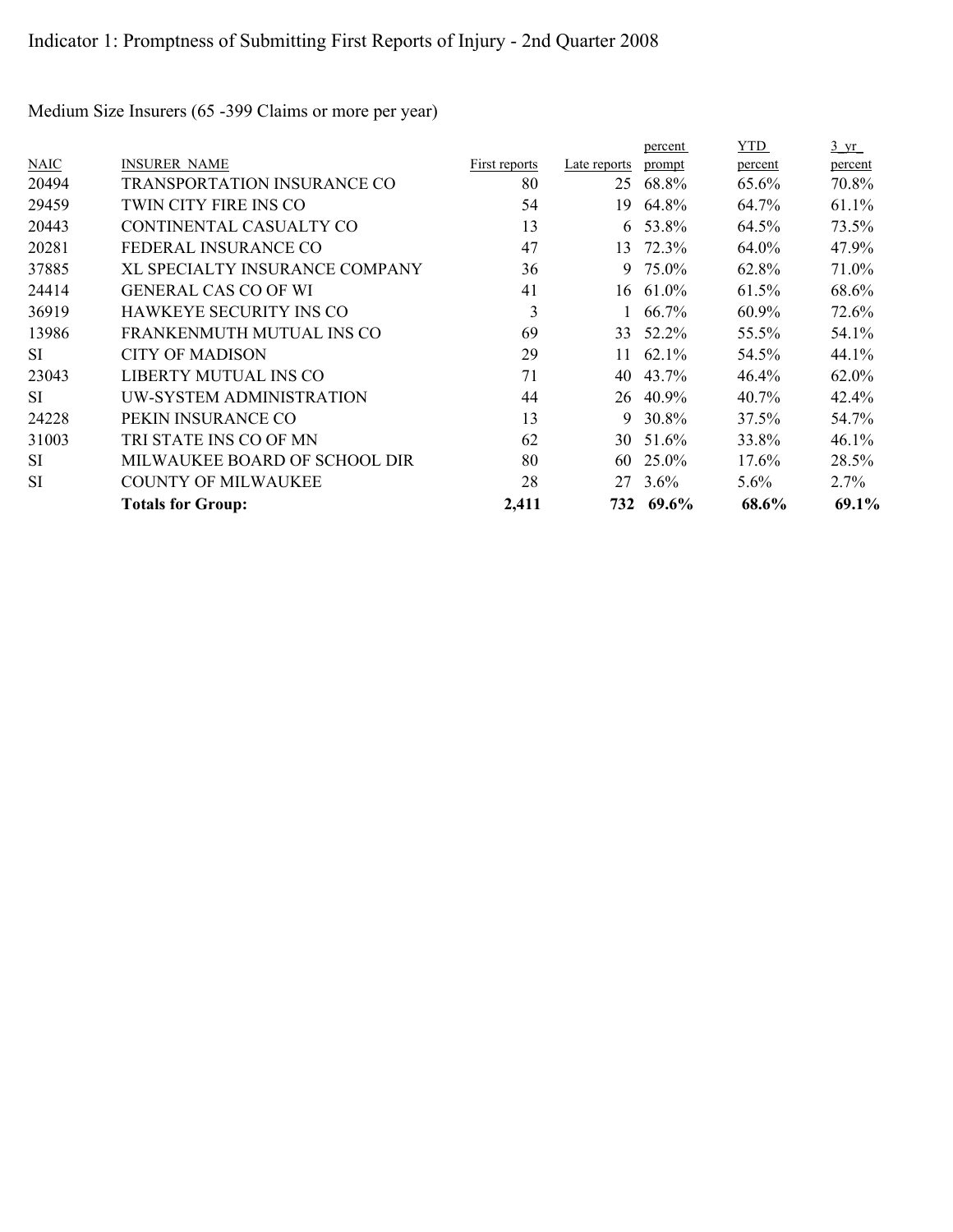Indicator 1: Promptness of Submitting First Reports of Injury - 2nd Quarter 2008

Medium Size Insurers (65 -399 Claims or more per year)

| NAIC | INSURER NAME | First reports | Late reports | percent prompt | YTD percent | 3 yr percent |
|---|---|---|---|---|---|---|
| 20494 | TRANSPORTATION INSURANCE CO | 80 | 25 | 68.8% | 65.6% | 70.8% |
| 29459 | TWIN CITY FIRE INS CO | 54 | 19 | 64.8% | 64.7% | 61.1% |
| 20443 | CONTINENTAL CASUALTY CO | 13 | 6 | 53.8% | 64.5% | 73.5% |
| 20281 | FEDERAL INSURANCE CO | 47 | 13 | 72.3% | 64.0% | 47.9% |
| 37885 | XL SPECIALTY INSURANCE COMPANY | 36 | 9 | 75.0% | 62.8% | 71.0% |
| 24414 | GENERAL CAS CO OF WI | 41 | 16 | 61.0% | 61.5% | 68.6% |
| 36919 | HAWKEYE SECURITY INS CO | 3 | 1 | 66.7% | 60.9% | 72.6% |
| 13986 | FRANKENMUTH MUTUAL INS CO | 69 | 33 | 52.2% | 55.5% | 54.1% |
| SI | CITY OF MADISON | 29 | 11 | 62.1% | 54.5% | 44.1% |
| 23043 | LIBERTY MUTUAL INS CO | 71 | 40 | 43.7% | 46.4% | 62.0% |
| SI | UW-SYSTEM ADMINISTRATION | 44 | 26 | 40.9% | 40.7% | 42.4% |
| 24228 | PEKIN INSURANCE CO | 13 | 9 | 30.8% | 37.5% | 54.7% |
| 31003 | TRI STATE INS CO OF MN | 62 | 30 | 51.6% | 33.8% | 46.1% |
| SI | MILWAUKEE BOARD OF SCHOOL DIR | 80 | 60 | 25.0% | 17.6% | 28.5% |
| SI | COUNTY OF MILWAUKEE | 28 | 27 | 3.6% | 5.6% | 2.7% |
| | **Totals for Group:** | **2,411** | **732** | **69.6%** | **68.6%** | **69.1%** |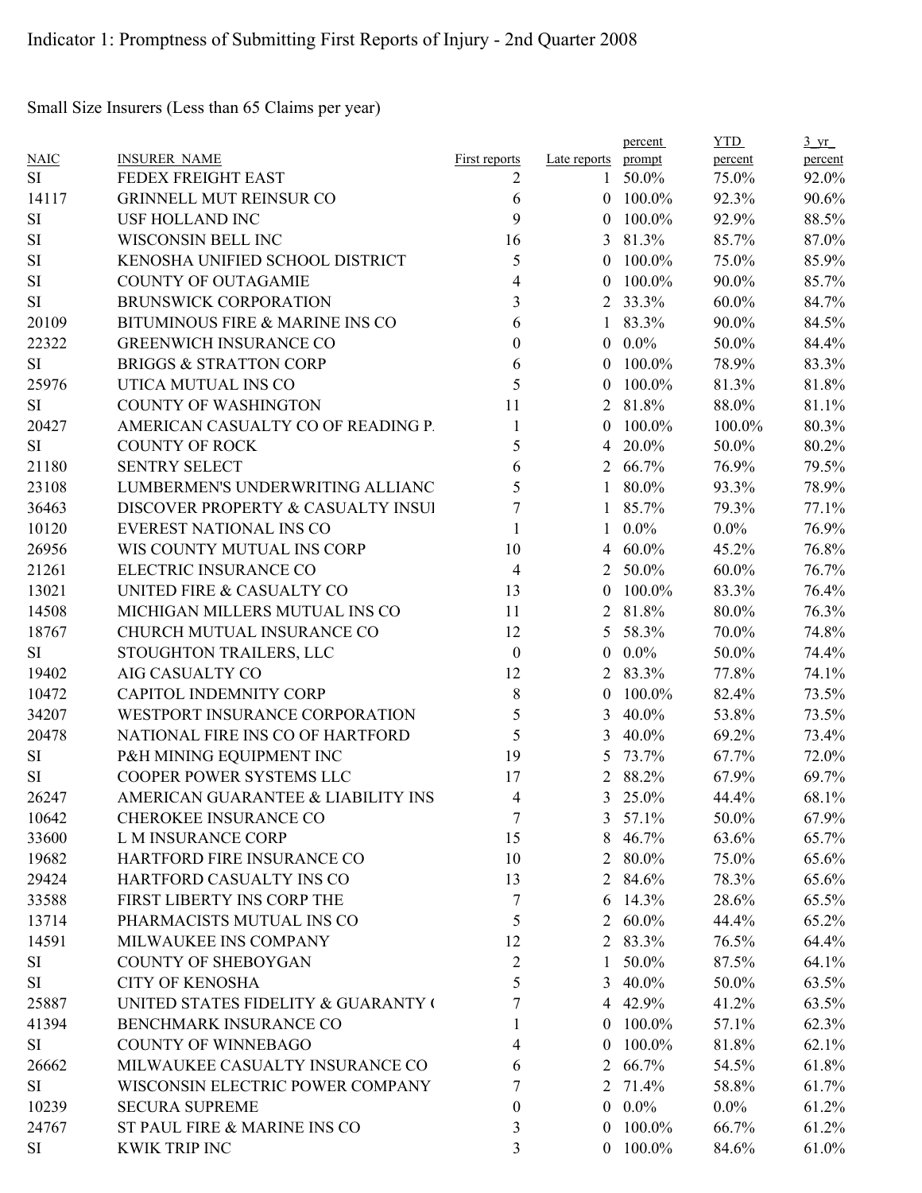Indicator 1: Promptness of Submitting First Reports of Injury - 2nd Quarter 2008

Small Size Insurers (Less than 65 Claims per year)

| NAIC | INSURER_NAME | First reports | Late reports | percent prompt | YTD percent | 3_yr percent |
|---|---|---|---|---|---|---|
| SI | FEDEX FREIGHT EAST | 2 | 1 | 50.0% | 75.0% | 92.0% |
| 14117 | GRINNELL MUT REINSUR CO | 6 | 0 | 100.0% | 92.3% | 90.6% |
| SI | USF HOLLAND INC | 9 | 0 | 100.0% | 92.9% | 88.5% |
| SI | WISCONSIN BELL INC | 16 | 3 | 81.3% | 85.7% | 87.0% |
| SI | KENOSHA UNIFIED SCHOOL DISTRICT | 5 | 0 | 100.0% | 75.0% | 85.9% |
| SI | COUNTY OF OUTAGAMIE | 4 | 0 | 100.0% | 90.0% | 85.7% |
| SI | BRUNSWICK CORPORATION | 3 | 2 | 33.3% | 60.0% | 84.7% |
| 20109 | BITUMINOUS FIRE & MARINE INS CO | 6 | 1 | 83.3% | 90.0% | 84.5% |
| 22322 | GREENWICH INSURANCE CO | 0 | 0 | 0.0% | 50.0% | 84.4% |
| SI | BRIGGS & STRATTON CORP | 6 | 0 | 100.0% | 78.9% | 83.3% |
| 25976 | UTICA MUTUAL INS CO | 5 | 0 | 100.0% | 81.3% | 81.8% |
| SI | COUNTY OF WASHINGTON | 11 | 2 | 81.8% | 88.0% | 81.1% |
| 20427 | AMERICAN CASUALTY CO OF READING P. | 1 | 0 | 100.0% | 100.0% | 80.3% |
| SI | COUNTY OF ROCK | 5 | 4 | 20.0% | 50.0% | 80.2% |
| 21180 | SENTRY SELECT | 6 | 2 | 66.7% | 76.9% | 79.5% |
| 23108 | LUMBERMEN'S UNDERWRITING ALLIANC | 5 | 1 | 80.0% | 93.3% | 78.9% |
| 36463 | DISCOVER PROPERTY & CASUALTY INSUI | 7 | 1 | 85.7% | 79.3% | 77.1% |
| 10120 | EVEREST NATIONAL INS CO | 1 | 1 | 0.0% | 0.0% | 76.9% |
| 26956 | WIS COUNTY MUTUAL INS CORP | 10 | 4 | 60.0% | 45.2% | 76.8% |
| 21261 | ELECTRIC INSURANCE CO | 4 | 2 | 50.0% | 60.0% | 76.7% |
| 13021 | UNITED FIRE & CASUALTY CO | 13 | 0 | 100.0% | 83.3% | 76.4% |
| 14508 | MICHIGAN MILLERS MUTUAL INS CO | 11 | 2 | 81.8% | 80.0% | 76.3% |
| 18767 | CHURCH MUTUAL INSURANCE CO | 12 | 5 | 58.3% | 70.0% | 74.8% |
| SI | STOUGHTON TRAILERS, LLC | 0 | 0 | 0.0% | 50.0% | 74.4% |
| 19402 | AIG CASUALTY CO | 12 | 2 | 83.3% | 77.8% | 74.1% |
| 10472 | CAPITOL INDEMNITY CORP | 8 | 0 | 100.0% | 82.4% | 73.5% |
| 34207 | WESTPORT INSURANCE CORPORATION | 5 | 3 | 40.0% | 53.8% | 73.5% |
| 20478 | NATIONAL FIRE INS CO OF HARTFORD | 5 | 3 | 40.0% | 69.2% | 73.4% |
| SI | P&H MINING EQUIPMENT INC | 19 | 5 | 73.7% | 67.7% | 72.0% |
| SI | COOPER POWER SYSTEMS LLC | 17 | 2 | 88.2% | 67.9% | 69.7% |
| 26247 | AMERICAN GUARANTEE & LIABILITY INS | 4 | 3 | 25.0% | 44.4% | 68.1% |
| 10642 | CHEROKEE INSURANCE CO | 7 | 3 | 57.1% | 50.0% | 67.9% |
| 33600 | L M INSURANCE CORP | 15 | 8 | 46.7% | 63.6% | 65.7% |
| 19682 | HARTFORD FIRE INSURANCE CO | 10 | 2 | 80.0% | 75.0% | 65.6% |
| 29424 | HARTFORD CASUALTY INS CO | 13 | 2 | 84.6% | 78.3% | 65.6% |
| 33588 | FIRST LIBERTY INS CORP THE | 7 | 6 | 14.3% | 28.6% | 65.5% |
| 13714 | PHARMACISTS MUTUAL INS CO | 5 | 2 | 60.0% | 44.4% | 65.2% |
| 14591 | MILWAUKEE INS COMPANY | 12 | 2 | 83.3% | 76.5% | 64.4% |
| SI | COUNTY OF SHEBOYGAN | 2 | 1 | 50.0% | 87.5% | 64.1% |
| SI | CITY OF KENOSHA | 5 | 3 | 40.0% | 50.0% | 63.5% |
| 25887 | UNITED STATES FIDELITY & GUARANTY ( | 7 | 4 | 42.9% | 41.2% | 63.5% |
| 41394 | BENCHMARK INSURANCE CO | 1 | 0 | 100.0% | 57.1% | 62.3% |
| SI | COUNTY OF WINNEBAGO | 4 | 0 | 100.0% | 81.8% | 62.1% |
| 26662 | MILWAUKEE CASUALTY INSURANCE CO | 6 | 2 | 66.7% | 54.5% | 61.8% |
| SI | WISCONSIN ELECTRIC POWER COMPANY | 7 | 2 | 71.4% | 58.8% | 61.7% |
| 10239 | SECURA SUPREME | 0 | 0 | 0.0% | 0.0% | 61.2% |
| 24767 | ST PAUL FIRE & MARINE INS CO | 3 | 0 | 100.0% | 66.7% | 61.2% |
| SI | KWIK TRIP INC | 3 | 0 | 100.0% | 84.6% | 61.0% |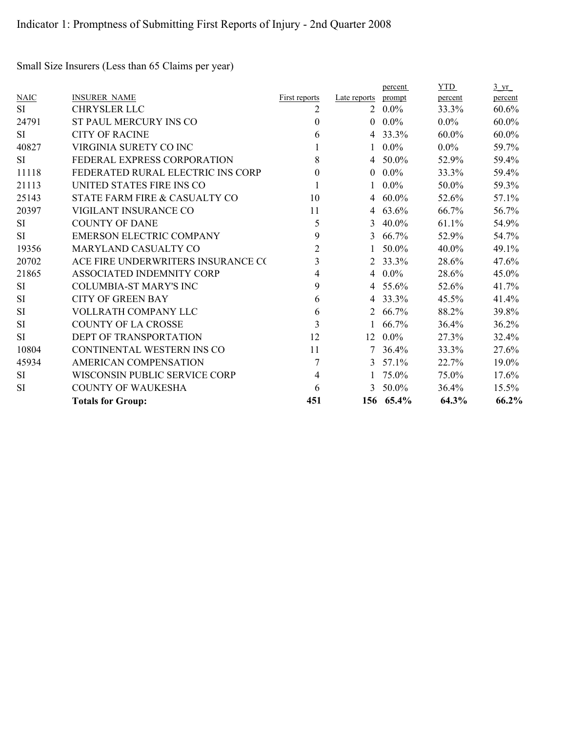# Indicator 1: Promptness of Submitting First Reports of Injury - 2nd Quarter 2008

## Small Size Insurers (Less than 65 Claims per year)

| NAIC | INSURER_NAME | First reports | Late reports | percent prompt | YTD percent | 3_yr_ percent |
|---|---|---|---|---|---|---|
| SI | CHRYSLER LLC | 2 | 2 | 0.0% | 33.3% | 60.6% |
| 24791 | ST PAUL MERCURY INS CO | 0 | 0 | 0.0% | 0.0% | 60.0% |
| SI | CITY OF RACINE | 6 | 4 | 33.3% | 60.0% | 60.0% |
| 40827 | VIRGINIA SURETY CO INC | 1 | 1 | 0.0% | 0.0% | 59.7% |
| SI | FEDERAL EXPRESS CORPORATION | 8 | 4 | 50.0% | 52.9% | 59.4% |
| 11118 | FEDERATED RURAL ELECTRIC INS CORP | 0 | 0 | 0.0% | 33.3% | 59.4% |
| 21113 | UNITED STATES FIRE INS CO | 1 | 1 | 0.0% | 50.0% | 59.3% |
| 25143 | STATE FARM FIRE & CASUALTY CO | 10 | 4 | 60.0% | 52.6% | 57.1% |
| 20397 | VIGILANT INSURANCE CO | 11 | 4 | 63.6% | 66.7% | 56.7% |
| SI | COUNTY OF DANE | 5 | 3 | 40.0% | 61.1% | 54.9% |
| SI | EMERSON ELECTRIC COMPANY | 9 | 3 | 66.7% | 52.9% | 54.7% |
| 19356 | MARYLAND CASUALTY CO | 2 | 1 | 50.0% | 40.0% | 49.1% |
| 20702 | ACE FIRE UNDERWRITERS INSURANCE CO | 3 | 2 | 33.3% | 28.6% | 47.6% |
| 21865 | ASSOCIATED INDEMNITY CORP | 4 | 4 | 0.0% | 28.6% | 45.0% |
| SI | COLUMBIA-ST MARY'S INC | 9 | 4 | 55.6% | 52.6% | 41.7% |
| SI | CITY OF GREEN BAY | 6 | 4 | 33.3% | 45.5% | 41.4% |
| SI | VOLLRATH COMPANY LLC | 6 | 2 | 66.7% | 88.2% | 39.8% |
| SI | COUNTY OF LA CROSSE | 3 | 1 | 66.7% | 36.4% | 36.2% |
| SI | DEPT OF TRANSPORTATION | 12 | 12 | 0.0% | 27.3% | 32.4% |
| 10804 | CONTINENTAL WESTERN INS CO | 11 | 7 | 36.4% | 33.3% | 27.6% |
| 45934 | AMERICAN COMPENSATION | 7 | 3 | 57.1% | 22.7% | 19.0% |
| SI | WISCONSIN PUBLIC SERVICE CORP | 4 | 1 | 75.0% | 75.0% | 17.6% |
| SI | COUNTY OF WAUKESHA | 6 | 3 | 50.0% | 36.4% | 15.5% |
| | **Totals for Group:** | **451** | **156** | **65.4%** | **64.3%** | **66.2%** |